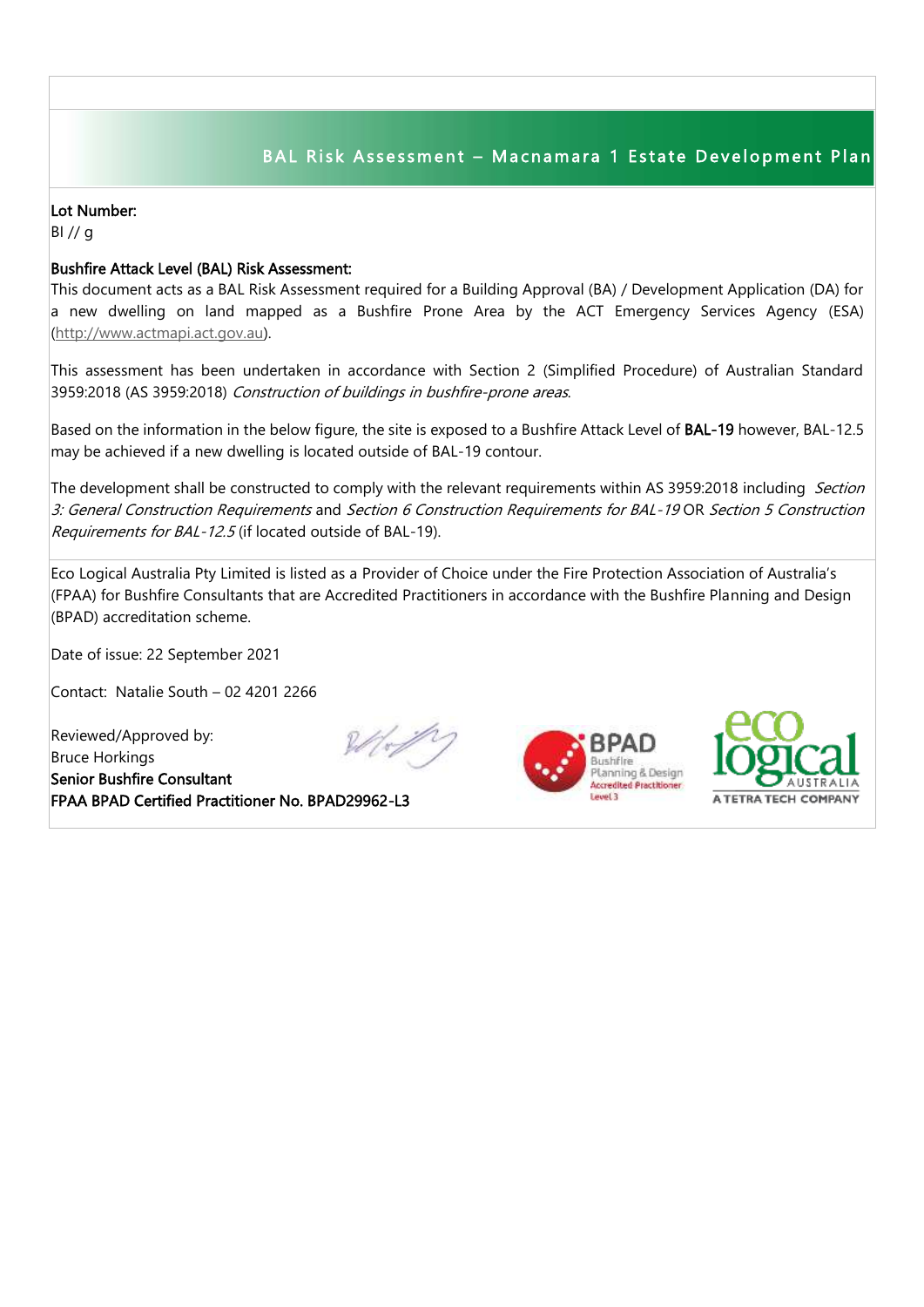## BAL Risk Assessment – Macnamara 1 Estate Development Plan

**Lot Number:**
BI // g

**Bushfire Attack Level (BAL) Risk Assessment:**
This document acts as a BAL Risk Assessment required for a Building Approval (BA) / Development Application (DA) for a new dwelling on land mapped as a Bushfire Prone Area by the ACT Emergency Services Agency (ESA) (http://www.actmapi.act.gov.au).

This assessment has been undertaken in accordance with Section 2 (Simplified Procedure) of Australian Standard 3959:2018 (AS 3959:2018) *Construction of buildings in bushfire-prone areas*.

Based on the information in the below figure, the site is exposed to a Bushfire Attack Level of **BAL-19** however, BAL-12.5 may be achieved if a new dwelling is located outside of BAL-19 contour.

The development shall be constructed to comply with the relevant requirements within AS 3959:2018 including *Section 3: General Construction Requirements* and *Section 6 Construction Requirements for BAL-19* OR *Section 5 Construction Requirements for BAL-12.5* (if located outside of BAL-19).

Eco Logical Australia Pty Limited is listed as a Provider of Choice under the Fire Protection Association of Australia's (FPAA) for Bushfire Consultants that are Accredited Practitioners in accordance with the Bushfire Planning and Design (BPAD) accreditation scheme.

Date of issue: 22 September 2021

Contact: Natalie South – 02 4201 2266

Reviewed/Approved by:
Bruce Horkings
**Senior Bushfire Consultant**
**FPAA BPAD Certified Practitioner No. BPAD29962-L3**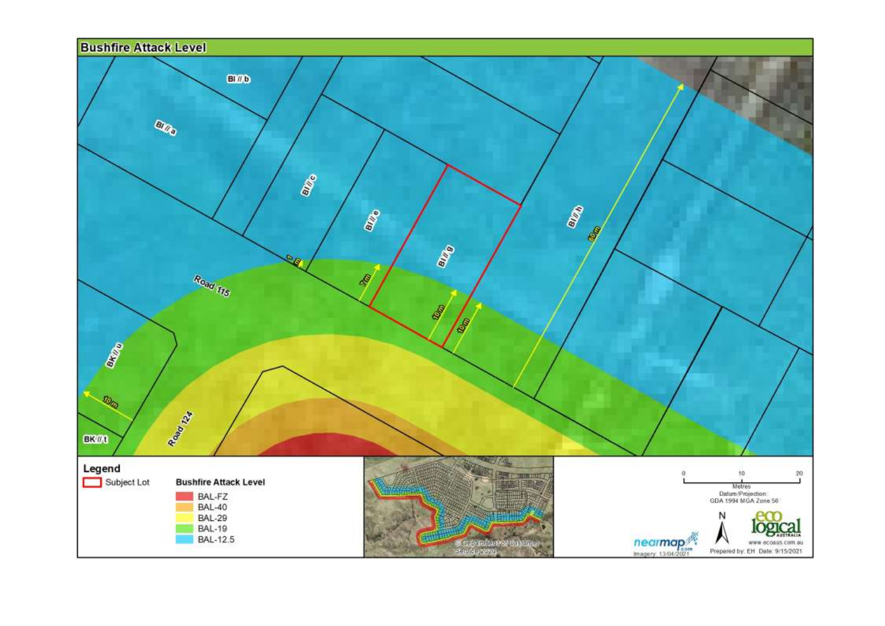## Bushfire Attack Level

BI // b

BI // a

BI // c

BI // e

BI // g

BI // h

Road 115

Road 124

BK // u

BK // t

7 m

7m

10m

10m

60m

10m

**Legend**

Subject Lot

**Bushfire Attack Level**

- BAL-FZ
- BAL-40
- BAL-29
- BAL-19
- BAL-12.5

© Department of Customer Service 2020

0 10 20

Metres

Datum/Projection: GDA 1994 MGA Zone 56

N

nearmap.com

Imagery: 13/04/2021

eco logical AUSTRALIA

www.ecoaus.com.au

Prepared by: EH Date: 9/15/2021